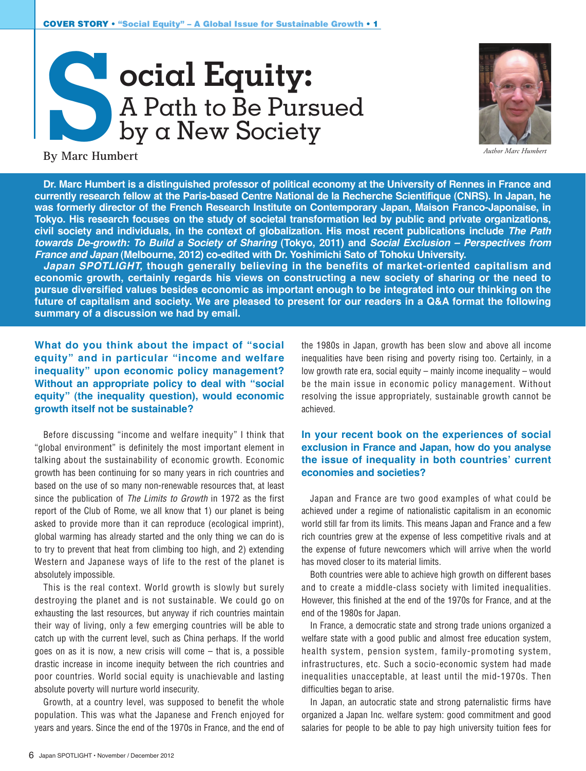# Social Equity: A Path to Be Pursued by a New Society

By Marc Humbert

*Author Marc Humbert*

**Dr. Marc Humbert is a distinguished professor of political economy at the University of Rennes in France and currently research fellow at the Paris-based Centre National de la Recherche Scientifique (CNRS). In Japan, he was formerly director of the French Research Institute on Contemporary Japan, Maison Franco-Japonaise, in Tokyo. His research focuses on the study of societal transformation led by public and private organizations, civil society and individuals, in the context of globalization. His most recent publications include *The Path towards De-growth: To Build a Society of Sharing* (Tokyo, 2011) and *Social Exclusion – Perspectives from France and Japan* (Melbourne, 2012) co-edited with Dr. Yoshimichi Sato of Tohoku University.**

***Japan SPOTLIGHT,* though generally believing in the benefits of market-oriented capitalism and economic growth, certainly regards his views on constructing a new society of sharing or the need to pursue diversified values besides economic as important enough to be integrated into our thinking on the future of capitalism and society. We are pleased to present for our readers in a Q&A format the following summary of a discussion we had by email.**

**What do you think about the impact of "social equity" and in particular "income and welfare inequality" upon economic policy management? Without an appropriate policy to deal with "social equity" (the inequality question), would economic growth itself not be sustainable?**

Before discussing "income and welfare inequity" I think that "global environment" is definitely the most important element in talking about the sustainability of economic growth. Economic growth has been continuing for so many years in rich countries and based on the use of so many non-renewable resources that, at least since the publication of *The Limits to Growth* in 1972 as the first report of the Club of Rome, we all know that 1) our planet is being asked to provide more than it can reproduce (ecological imprint), global warming has already started and the only thing we can do is to try to prevent that heat from climbing too high, and 2) extending Western and Japanese ways of life to the rest of the planet is absolutely impossible.

This is the real context. World growth is slowly but surely destroying the planet and is not sustainable. We could go on exhausting the last resources, but anyway if rich countries maintain their way of living, only a few emerging countries will be able to catch up with the current level, such as China perhaps. If the world goes on as it is now, a new crisis will come – that is, a possible drastic increase in income inequity between the rich countries and poor countries. World social equity is unachievable and lasting absolute poverty will nurture world insecurity.

Growth, at a country level, was supposed to benefit the whole population. This was what the Japanese and French enjoyed for years and years. Since the end of the 1970s in France, and the end of the 1980s in Japan, growth has been slow and above all income inequalities have been rising and poverty rising too. Certainly, in a low growth rate era, social equity – mainly income inequality – would be the main issue in economic policy management. Without resolving the issue appropriately, sustainable growth cannot be achieved.

**In your recent book on the experiences of social exclusion in France and Japan, how do you analyse the issue of inequality in both countries' current economies and societies?**

Japan and France are two good examples of what could be achieved under a regime of nationalistic capitalism in an economic world still far from its limits. This means Japan and France and a few rich countries grew at the expense of less competitive rivals and at the expense of future newcomers which will arrive when the world has moved closer to its material limits.

Both countries were able to achieve high growth on different bases and to create a middle-class society with limited inequalities. However, this finished at the end of the 1970s for France, and at the end of the 1980s for Japan.

In France, a democratic state and strong trade unions organized a welfare state with a good public and almost free education system, health system, pension system, family-promoting system, infrastructures, etc. Such a socio-economic system had made inequalities unacceptable, at least until the mid-1970s. Then difficulties began to arise.

In Japan, an autocratic state and strong paternalistic firms have organized a Japan Inc. welfare system: good commitment and good salaries for people to be able to pay high university tuition fees for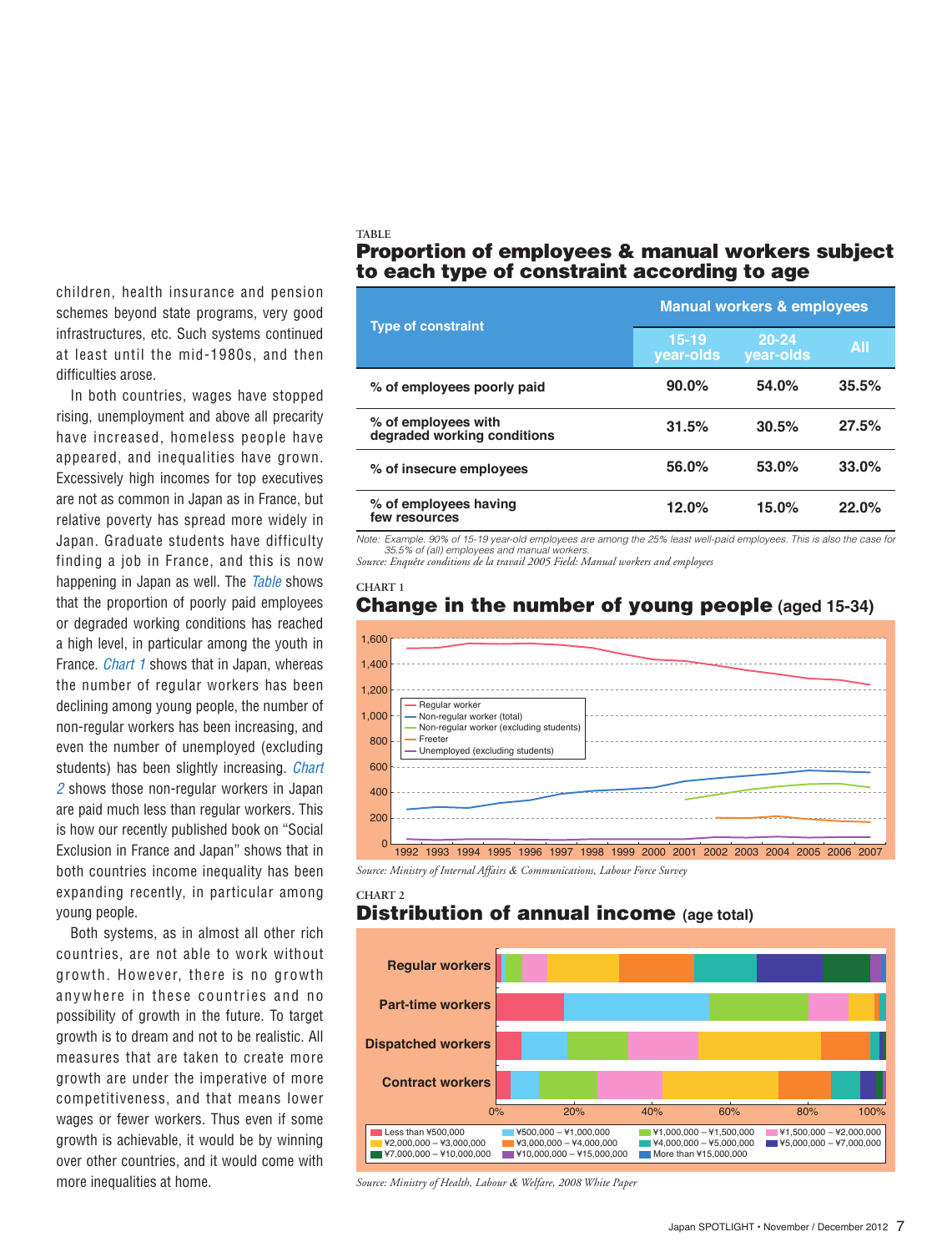children, health insurance and pension schemes beyond state programs, very good infrastructures, etc. Such systems continued at least until the mid-1980s, and then difficulties arose.

In both countries, wages have stopped rising, unemployment and above all precarity have increased, homeless people have appeared, and inequalities have grown. Excessively high incomes for top executives are not as common in Japan as in France, but relative poverty has spread more widely in Japan. Graduate students have difficulty finding a job in France, and this is now happening in Japan as well. The *Table* shows that the proportion of poorly paid employees or degraded working conditions has reached a high level, in particular among the youth in France. *Chart 1* shows that in Japan, whereas the number of regular workers has been declining among young people, the number of non-regular workers has been increasing, and even the number of unemployed (excluding students) has been slightly increasing. *Chart 2* shows those non-regular workers in Japan are paid much less than regular workers. This is how our recently published book on "Social Exclusion in France and Japan" shows that in both countries income inequality has been expanding recently, in particular among young people.

Both systems, as in almost all other rich countries, are not able to work without growth. However, there is no growth anywhere in these countries and no possibility of growth in the future. To target growth is to dream and not to be realistic. All measures that are taken to create more growth are under the imperative of more competitiveness, and that means lower wages or fewer workers. Thus even if some growth is achievable, it would be by winning over other countries, and it would come with more inequalities at home.

TABLE

## Proportion of employees & manual workers subject to each type of constraint according to age

| Type of constraint | Manual workers & employees | | |
|---|---|---|---|
| | 15-19 year-olds | 20-24 year-olds | All |
| % of employees poorly paid | 90.0% | 54.0% | 35.5% |
| % of employees with degraded working conditions | 31.5% | 30.5% | 27.5% |
| % of insecure employees | 56.0% | 53.0% | 33.0% |
| % of employees having few resources | 12.0% | 15.0% | 22.0% |

*Note: Example. 90% of 15-19 year-old employees are among the 25% least well-paid employees. This is also the case for 35.5% of (all) employees and manual workers.*
*Source: Enquête conditions de la travail 2005 Field: Manual workers and employees*

CHART 1

## Change in the number of young people (aged 15-34)

*Source: Ministry of Internal Affairs & Communications, Labour Force Survey*

CHART 2

## Distribution of annual income (age total)

*Source: Ministry of Health, Labour & Welfare, 2008 White Paper*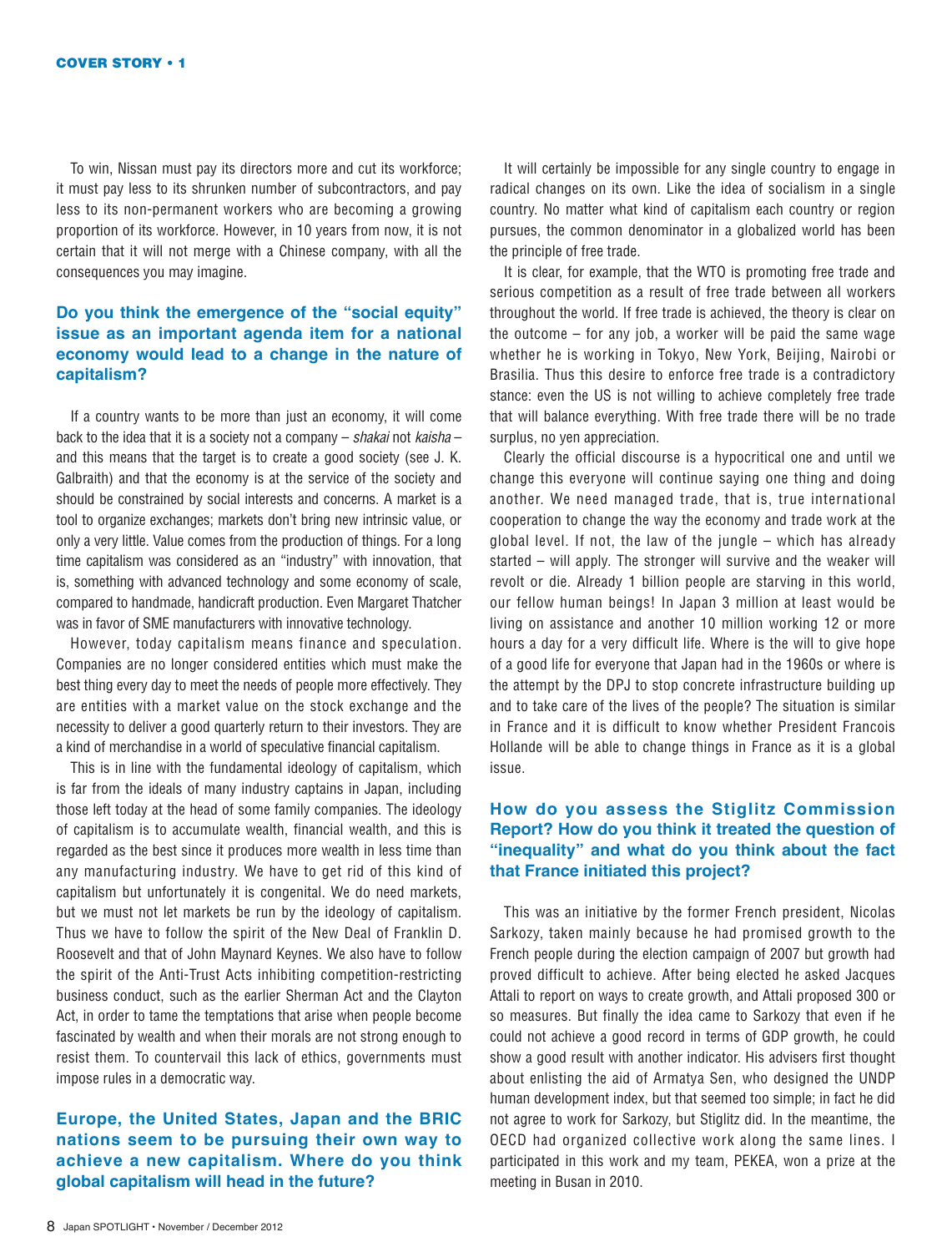To win, Nissan must pay its directors more and cut its workforce; it must pay less to its shrunken number of subcontractors, and pay less to its non-permanent workers who are becoming a growing proportion of its workforce. However, in 10 years from now, it is not certain that it will not merge with a Chinese company, with all the consequences you may imagine.

### Do you think the emergence of the "social equity" issue as an important agenda item for a national economy would lead to a change in the nature of capitalism?

If a country wants to be more than just an economy, it will come back to the idea that it is a society not a company – *shakai* not *kaisha* – and this means that the target is to create a good society (see J. K. Galbraith) and that the economy is at the service of the society and should be constrained by social interests and concerns. A market is a tool to organize exchanges; markets don't bring new intrinsic value, or only a very little. Value comes from the production of things. For a long time capitalism was considered as an "industry" with innovation, that is, something with advanced technology and some economy of scale, compared to handmade, handicraft production. Even Margaret Thatcher was in favor of SME manufacturers with innovative technology.

However, today capitalism means finance and speculation. Companies are no longer considered entities which must make the best thing every day to meet the needs of people more effectively. They are entities with a market value on the stock exchange and the necessity to deliver a good quarterly return to their investors. They are a kind of merchandise in a world of speculative financial capitalism.

This is in line with the fundamental ideology of capitalism, which is far from the ideals of many industry captains in Japan, including those left today at the head of some family companies. The ideology of capitalism is to accumulate wealth, financial wealth, and this is regarded as the best since it produces more wealth in less time than any manufacturing industry. We have to get rid of this kind of capitalism but unfortunately it is congenital. We do need markets, but we must not let markets be run by the ideology of capitalism. Thus we have to follow the spirit of the New Deal of Franklin D. Roosevelt and that of John Maynard Keynes. We also have to follow the spirit of the Anti-Trust Acts inhibiting competition-restricting business conduct, such as the earlier Sherman Act and the Clayton Act, in order to tame the temptations that arise when people become fascinated by wealth and when their morals are not strong enough to resist them. To countervail this lack of ethics, governments must impose rules in a democratic way.

### Europe, the United States, Japan and the BRIC nations seem to be pursuing their own way to achieve a new capitalism. Where do you think global capitalism will head in the future?

It will certainly be impossible for any single country to engage in radical changes on its own. Like the idea of socialism in a single country. No matter what kind of capitalism each country or region pursues, the common denominator in a globalized world has been the principle of free trade.

It is clear, for example, that the WTO is promoting free trade and serious competition as a result of free trade between all workers throughout the world. If free trade is achieved, the theory is clear on the outcome – for any job, a worker will be paid the same wage whether he is working in Tokyo, New York, Beijing, Nairobi or Brasilia. Thus this desire to enforce free trade is a contradictory stance: even the US is not willing to achieve completely free trade that will balance everything. With free trade there will be no trade surplus, no yen appreciation.

Clearly the official discourse is a hypocritical one and until we change this everyone will continue saying one thing and doing another. We need managed trade, that is, true international cooperation to change the way the economy and trade work at the global level. If not, the law of the jungle – which has already started – will apply. The stronger will survive and the weaker will revolt or die. Already 1 billion people are starving in this world, our fellow human beings! In Japan 3 million at least would be living on assistance and another 10 million working 12 or more hours a day for a very difficult life. Where is the will to give hope of a good life for everyone that Japan had in the 1960s or where is the attempt by the DPJ to stop concrete infrastructure building up and to take care of the lives of the people? The situation is similar in France and it is difficult to know whether President Francois Hollande will be able to change things in France as it is a global issue.

### How do you assess the Stiglitz Commission Report? How do you think it treated the question of "inequality" and what do you think about the fact that France initiated this project?

This was an initiative by the former French president, Nicolas Sarkozy, taken mainly because he had promised growth to the French people during the election campaign of 2007 but growth had proved difficult to achieve. After being elected he asked Jacques Attali to report on ways to create growth, and Attali proposed 300 or so measures. But finally the idea came to Sarkozy that even if he could not achieve a good record in terms of GDP growth, he could show a good result with another indicator. His advisers first thought about enlisting the aid of Armatya Sen, who designed the UNDP human development index, but that seemed too simple; in fact he did not agree to work for Sarkozy, but Stiglitz did. In the meantime, the OECD had organized collective work along the same lines. I participated in this work and my team, PEKEA, won a prize at the meeting in Busan in 2010.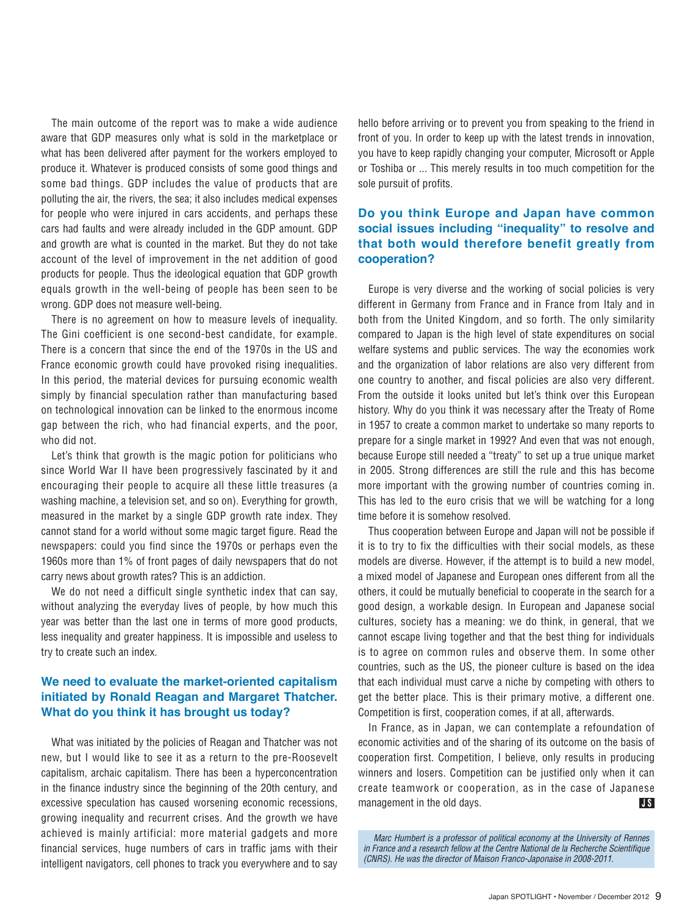The main outcome of the report was to make a wide audience aware that GDP measures only what is sold in the marketplace or what has been delivered after payment for the workers employed to produce it. Whatever is produced consists of some good things and some bad things. GDP includes the value of products that are polluting the air, the rivers, the sea; it also includes medical expenses for people who were injured in cars accidents, and perhaps these cars had faults and were already included in the GDP amount. GDP and growth are what is counted in the market. But they do not take account of the level of improvement in the net addition of good products for people. Thus the ideological equation that GDP growth equals growth in the well-being of people has been seen to be wrong. GDP does not measure well-being.

There is no agreement on how to measure levels of inequality. The Gini coefficient is one second-best candidate, for example. There is a concern that since the end of the 1970s in the US and France economic growth could have provoked rising inequalities. In this period, the material devices for pursuing economic wealth simply by financial speculation rather than manufacturing based on technological innovation can be linked to the enormous income gap between the rich, who had financial experts, and the poor, who did not.

Let's think that growth is the magic potion for politicians who since World War II have been progressively fascinated by it and encouraging their people to acquire all these little treasures (a washing machine, a television set, and so on). Everything for growth, measured in the market by a single GDP growth rate index. They cannot stand for a world without some magic target figure. Read the newspapers: could you find since the 1970s or perhaps even the 1960s more than 1% of front pages of daily newspapers that do not carry news about growth rates? This is an addiction.

We do not need a difficult single synthetic index that can say, without analyzing the everyday lives of people, by how much this year was better than the last one in terms of more good products, less inequality and greater happiness. It is impossible and useless to try to create such an index.

## We need to evaluate the market-oriented capitalism initiated by Ronald Reagan and Margaret Thatcher. What do you think it has brought us today?

What was initiated by the policies of Reagan and Thatcher was not new, but I would like to see it as a return to the pre-Roosevelt capitalism, archaic capitalism. There has been a hyperconcentration in the finance industry since the beginning of the 20th century, and excessive speculation has caused worsening economic recessions, growing inequality and recurrent crises. And the growth we have achieved is mainly artificial: more material gadgets and more financial services, huge numbers of cars in traffic jams with their intelligent navigators, cell phones to track you everywhere and to say hello before arriving or to prevent you from speaking to the friend in front of you. In order to keep up with the latest trends in innovation, you have to keep rapidly changing your computer, Microsoft or Apple or Toshiba or ... This merely results in too much competition for the sole pursuit of profits.

## Do you think Europe and Japan have common social issues including "inequality" to resolve and that both would therefore benefit greatly from cooperation?

Europe is very diverse and the working of social policies is very different in Germany from France and in France from Italy and in both from the United Kingdom, and so forth. The only similarity compared to Japan is the high level of state expenditures on social welfare systems and public services. The way the economies work and the organization of labor relations are also very different from one country to another, and fiscal policies are also very different. From the outside it looks united but let's think over this European history. Why do you think it was necessary after the Treaty of Rome in 1957 to create a common market to undertake so many reports to prepare for a single market in 1992? And even that was not enough, because Europe still needed a "treaty" to set up a true unique market in 2005. Strong differences are still the rule and this has become more important with the growing number of countries coming in. This has led to the euro crisis that we will be watching for a long time before it is somehow resolved.

Thus cooperation between Europe and Japan will not be possible if it is to try to fix the difficulties with their social models, as these models are diverse. However, if the attempt is to build a new model, a mixed model of Japanese and European ones different from all the others, it could be mutually beneficial to cooperate in the search for a good design, a workable design. In European and Japanese social cultures, society has a meaning: we do think, in general, that we cannot escape living together and that the best thing for individuals is to agree on common rules and observe them. In some other countries, such as the US, the pioneer culture is based on the idea that each individual must carve a niche by competing with others to get the better place. This is their primary motive, a different one. Competition is first, cooperation comes, if at all, afterwards.

In France, as in Japan, we can contemplate a refoundation of economic activities and of the sharing of its outcome on the basis of cooperation first. Competition, I believe, only results in producing winners and losers. Competition can be justified only when it can create teamwork or cooperation, as in the case of Japanese management in the old days. JS

*Marc Humbert is a professor of political economy at the University of Rennes in France and a research fellow at the Centre National de la Recherche Scientifique (CNRS). He was the director of Maison Franco-Japonaise in 2008-2011.*